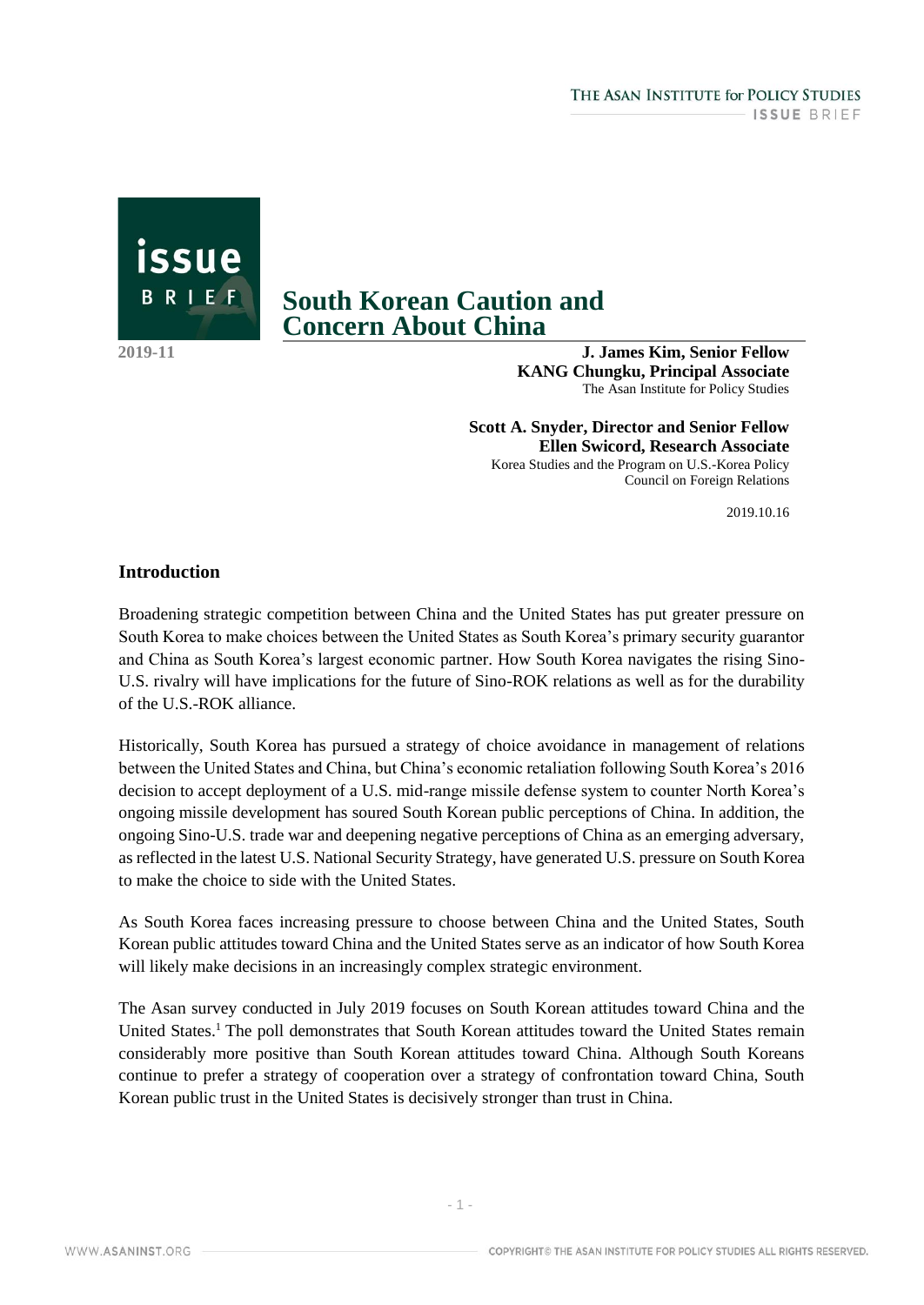# South Korean Caution and Concern About China

2019-11

**J. James Kim, Senior Fellow**
**KANG Chungku, Principal Associate**
The Asan Institute for Policy Studies

**Scott A. Snyder, Director and Senior Fellow**
**Ellen Swicord, Research Associate**
Korea Studies and the Program on U.S.-Korea Policy
Council on Foreign Relations

2019.10.16

## Introduction

Broadening strategic competition between China and the United States has put greater pressure on South Korea to make choices between the United States as South Korea's primary security guarantor and China as South Korea's largest economic partner. How South Korea navigates the rising Sino-U.S. rivalry will have implications for the future of Sino-ROK relations as well as for the durability of the U.S.-ROK alliance.

Historically, South Korea has pursued a strategy of choice avoidance in management of relations between the United States and China, but China's economic retaliation following South Korea's 2016 decision to accept deployment of a U.S. mid-range missile defense system to counter North Korea's ongoing missile development has soured South Korean public perceptions of China. In addition, the ongoing Sino-U.S. trade war and deepening negative perceptions of China as an emerging adversary, as reflected in the latest U.S. National Security Strategy, have generated U.S. pressure on South Korea to make the choice to side with the United States.

As South Korea faces increasing pressure to choose between China and the United States, South Korean public attitudes toward China and the United States serve as an indicator of how South Korea will likely make decisions in an increasingly complex strategic environment.

The Asan survey conducted in July 2019 focuses on South Korean attitudes toward China and the United States.[1] The poll demonstrates that South Korean attitudes toward the United States remain considerably more positive than South Korean attitudes toward China. Although South Koreans continue to prefer a strategy of cooperation over a strategy of confrontation toward China, South Korean public trust in the United States is decisively stronger than trust in China.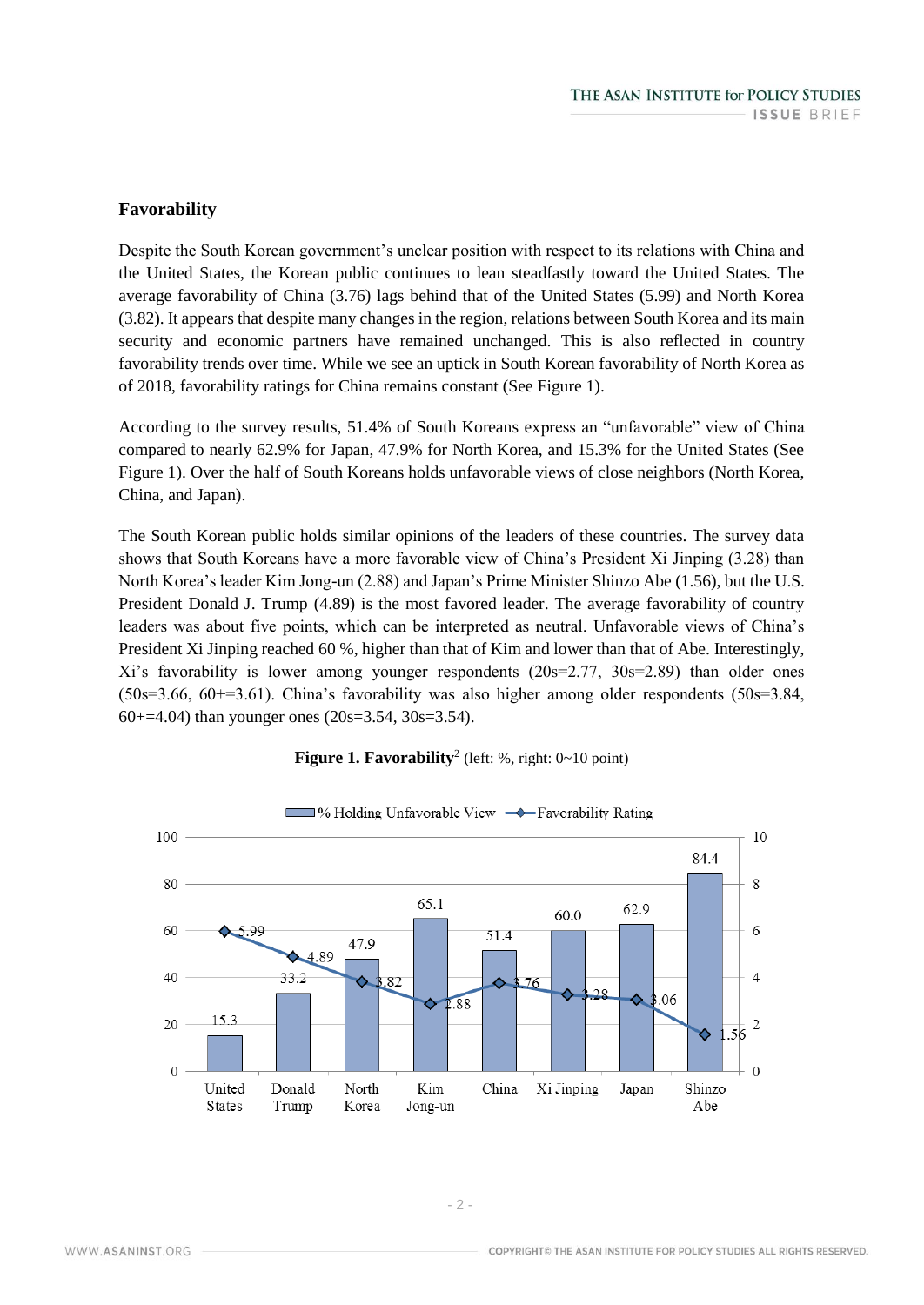## Favorability

Despite the South Korean government's unclear position with respect to its relations with China and the United States, the Korean public continues to lean steadfastly toward the United States. The average favorability of China (3.76) lags behind that of the United States (5.99) and North Korea (3.82). It appears that despite many changes in the region, relations between South Korea and its main security and economic partners have remained unchanged. This is also reflected in country favorability trends over time. While we see an uptick in South Korean favorability of North Korea as of 2018, favorability ratings for China remains constant (See Figure 1).

According to the survey results, 51.4% of South Koreans express an "unfavorable" view of China compared to nearly 62.9% for Japan, 47.9% for North Korea, and 15.3% for the United States (See Figure 1). Over the half of South Koreans holds unfavorable views of close neighbors (North Korea, China, and Japan).

The South Korean public holds similar opinions of the leaders of these countries. The survey data shows that South Koreans have a more favorable view of China's President Xi Jinping (3.28) than North Korea's leader Kim Jong-un (2.88) and Japan's Prime Minister Shinzo Abe (1.56), but the U.S. President Donald J. Trump (4.89) is the most favored leader. The average favorability of country leaders was about five points, which can be interpreted as neutral. Unfavorable views of China's President Xi Jinping reached 60 %, higher than that of Kim and lower than that of Abe. Interestingly, Xi's favorability is lower among younger respondents (20s=2.77, 30s=2.89) than older ones (50s=3.66, 60+=3.61). China's favorability was also higher among older respondents (50s=3.84, 60+=4.04) than younger ones (20s=3.54, 30s=3.54).

**Figure 1. Favorability**[2] (left: %, right: 0~10 point)

|  | United States | Donald Trump | North Korea | Kim Jong-un | China | Xi Jinping | Japan | Shinzo Abe |
|---|---|---|---|---|---|---|---|---|
| % Holding Unfavorable View | 15.3 | 33.2 | 47.9 | 65.1 | 51.4 | 60.0 | 62.9 | 84.4 |
| Favorability Rating | 5.99 | 4.89 | 3.82 | 2.88 | 3.76 | 3.28 | 3.06 | 1.56 |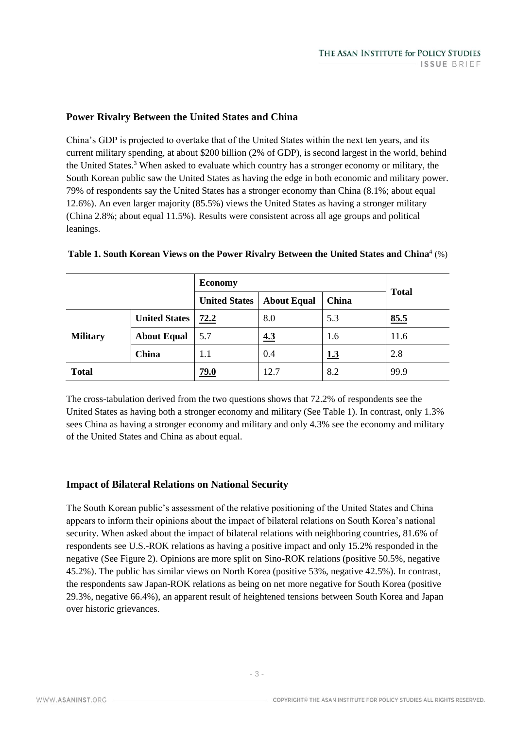## Power Rivalry Between the United States and China

China's GDP is projected to overtake that of the United States within the next ten years, and its current military spending, at about \$200 billion (2% of GDP), is second largest in the world, behind the United States.[3] When asked to evaluate which country has a stronger economy or military, the South Korean public saw the United States as having the edge in both economic and military power. 79% of respondents say the United States has a stronger economy than China (8.1%; about equal 12.6%). An even larger majority (85.5%) views the United States as having a stronger military (China 2.8%; about equal 11.5%). Results were consistent across all age groups and political leanings.

**Table 1. South Korean Views on the Power Rivalry Between the United States and China**[4] (%)

| | | Economy | | | Total |
|---|---|---|---|---|---|
| | | **United States** | **About Equal** | **China** | |
| **Military** | **United States** | **72.2** | 8.0 | 5.3 | **85.5** |
| | **About Equal** | 5.7 | **4.3** | 1.6 | 11.6 |
| | **China** | 1.1 | 0.4 | **1.3** | 2.8 |
| **Total** | | **79.0** | 12.7 | 8.2 | 99.9 |

The cross-tabulation derived from the two questions shows that 72.2% of respondents see the United States as having both a stronger economy and military (See Table 1). In contrast, only 1.3% sees China as having a stronger economy and military and only 4.3% see the economy and military of the United States and China as about equal.

## Impact of Bilateral Relations on National Security

The South Korean public's assessment of the relative positioning of the United States and China appears to inform their opinions about the impact of bilateral relations on South Korea's national security. When asked about the impact of bilateral relations with neighboring countries, 81.6% of respondents see U.S.-ROK relations as having a positive impact and only 15.2% responded in the negative (See Figure 2). Opinions are more split on Sino-ROK relations (positive 50.5%, negative 45.2%). The public has similar views on North Korea (positive 53%, negative 42.5%). In contrast, the respondents saw Japan-ROK relations as being on net more negative for South Korea (positive 29.3%, negative 66.4%), an apparent result of heightened tensions between South Korea and Japan over historic grievances.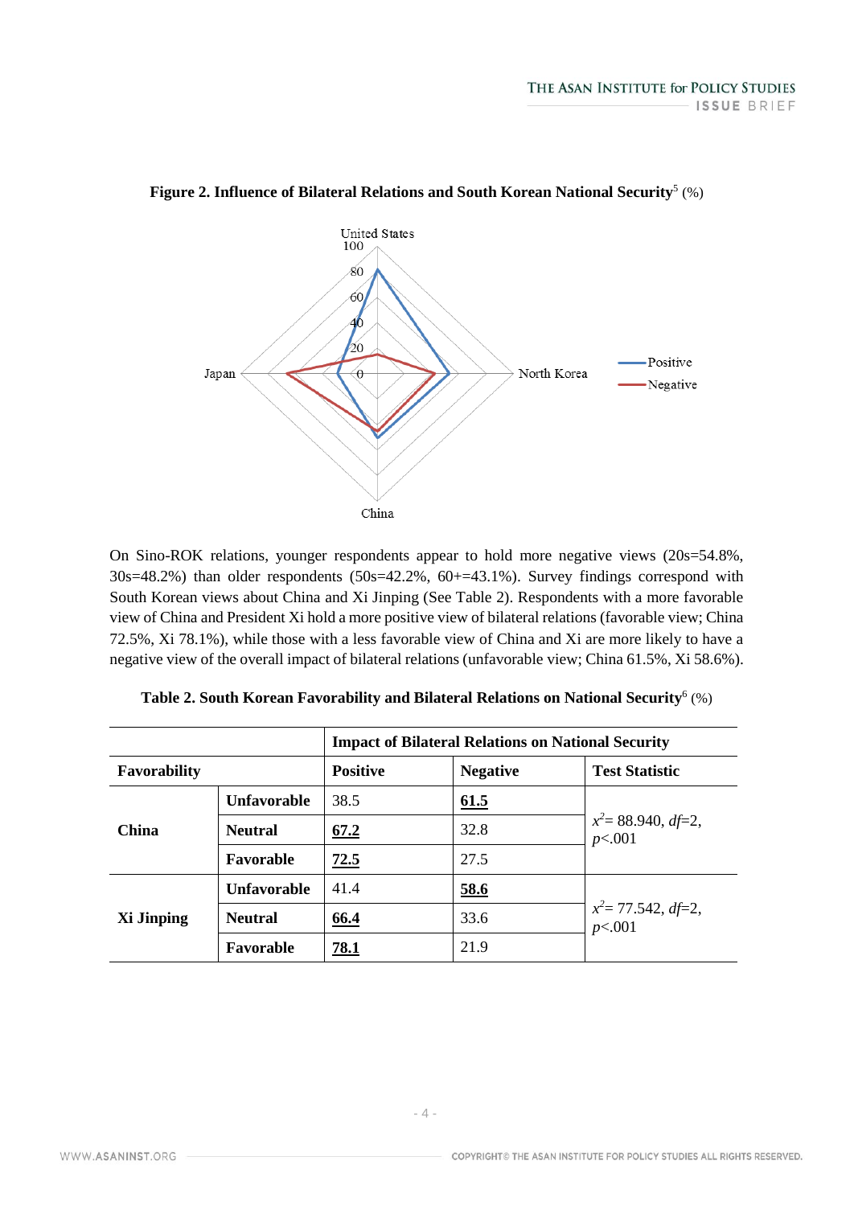**Figure 2. Influence of Bilateral Relations and South Korean National Security**[5] (%)

On Sino-ROK relations, younger respondents appear to hold more negative views (20s=54.8%, 30s=48.2%) than older respondents (50s=42.2%, 60+=43.1%). Survey findings correspond with South Korean views about China and Xi Jinping (See Table 2). Respondents with a more favorable view of China and President Xi hold a more positive view of bilateral relations (favorable view; China 72.5%, Xi 78.1%), while those with a less favorable view of China and Xi are more likely to have a negative view of the overall impact of bilateral relations (unfavorable view; China 61.5%, Xi 58.6%).

**Table 2. South Korean Favorability and Bilateral Relations on National Security**[6] (%)

| | | Impact of Bilateral Relations on National Security | | |
|---|---|---|---|---|
| **Favorability** | | **Positive** | **Negative** | **Test Statistic** |
| **China** | **Unfavorable** | 38.5 | **61.5** | $x^2$= 88.940, *df*=2, $p$<.001 |
| | **Neutral** | **67.2** | 32.8 | |
| | **Favorable** | **72.5** | 27.5 | |
| **Xi Jinping** | **Unfavorable** | 41.4 | **58.6** | $x^2$= 77.542, *df*=2, $p$<.001 |
| | **Neutral** | **66.4** | 33.6 | |
| | **Favorable** | **78.1** | 21.9 | |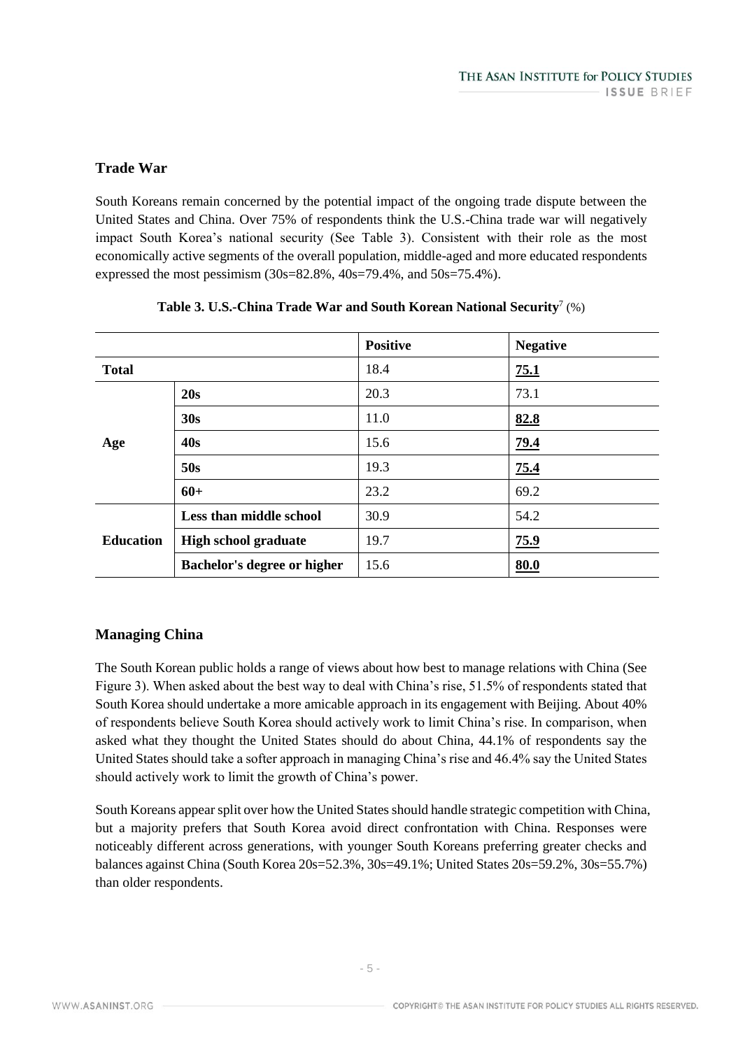## Trade War

South Koreans remain concerned by the potential impact of the ongoing trade dispute between the United States and China. Over 75% of respondents think the U.S.-China trade war will negatively impact South Korea's national security (See Table 3). Consistent with their role as the most economically active segments of the overall population, middle-aged and more educated respondents expressed the most pessimism (30s=82.8%, 40s=79.4%, and 50s=75.4%).

**Table 3. U.S.-China Trade War and South Korean National Security**[7] (%)

| | | Positive | Negative |
|---|---|---|---|
| **Total** | | 18.4 | **75.1** |
| **Age** | **20s** | 20.3 | 73.1 |
| | **30s** | 11.0 | **82.8** |
| | **40s** | 15.6 | **79.4** |
| | **50s** | 19.3 | **75.4** |
| | **60+** | 23.2 | 69.2 |
| **Education** | **Less than middle school** | 30.9 | 54.2 |
| | **High school graduate** | 19.7 | **75.9** |
| | **Bachelor's degree or higher** | 15.6 | **80.0** |

## Managing China

The South Korean public holds a range of views about how best to manage relations with China (See Figure 3). When asked about the best way to deal with China's rise, 51.5% of respondents stated that South Korea should undertake a more amicable approach in its engagement with Beijing. About 40% of respondents believe South Korea should actively work to limit China's rise. In comparison, when asked what they thought the United States should do about China, 44.1% of respondents say the United States should take a softer approach in managing China's rise and 46.4% say the United States should actively work to limit the growth of China's power.

South Koreans appear split over how the United States should handle strategic competition with China, but a majority prefers that South Korea avoid direct confrontation with China. Responses were noticeably different across generations, with younger South Koreans preferring greater checks and balances against China (South Korea 20s=52.3%, 30s=49.1%; United States 20s=59.2%, 30s=55.7%) than older respondents.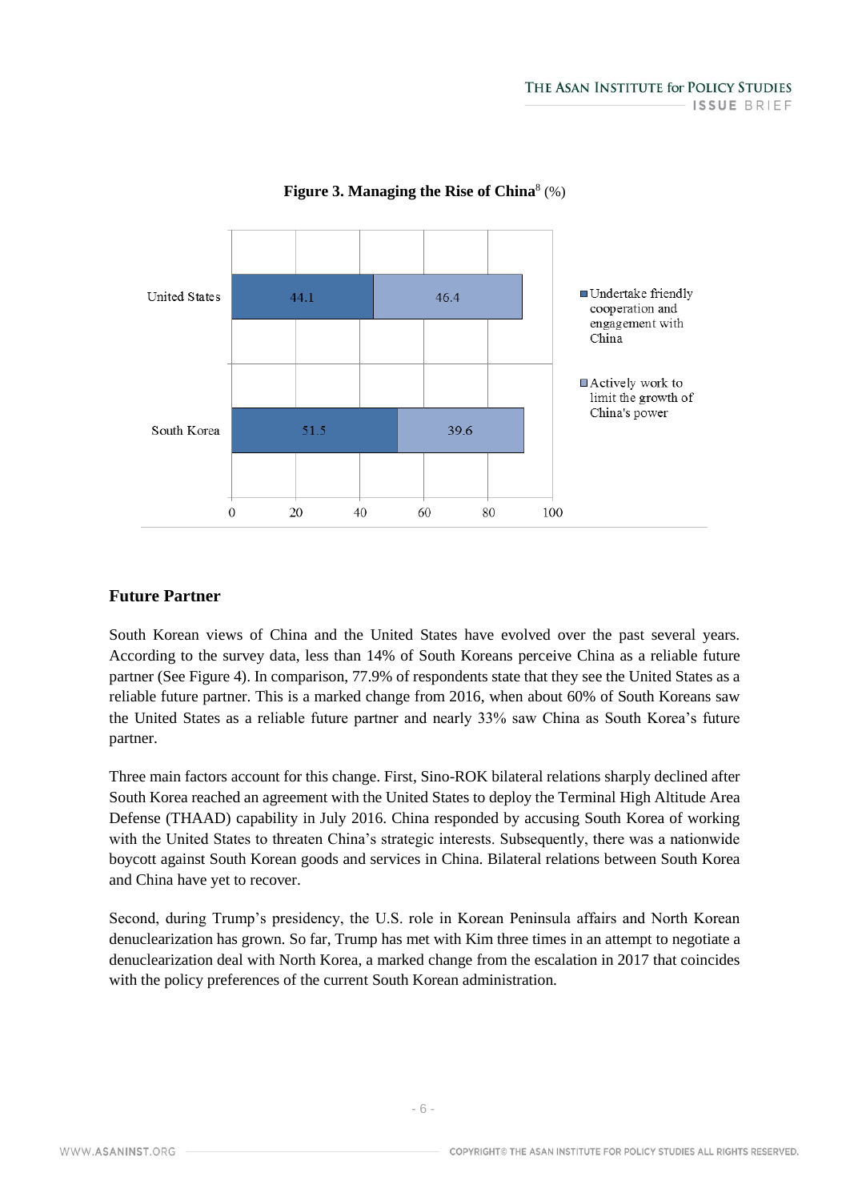**Figure 3. Managing the Rise of China**[8] (%)

| | Undertake friendly cooperation and engagement with China | Actively work to limit the growth of China's power |
|---|---|---|
| United States | 44.1 | 46.4 |
| South Korea | 51.5 | 39.6 |

## Future Partner

South Korean views of China and the United States have evolved over the past several years. According to the survey data, less than 14% of South Koreans perceive China as a reliable future partner (See Figure 4). In comparison, 77.9% of respondents state that they see the United States as a reliable future partner. This is a marked change from 2016, when about 60% of South Koreans saw the United States as a reliable future partner and nearly 33% saw China as South Korea's future partner.

Three main factors account for this change. First, Sino-ROK bilateral relations sharply declined after South Korea reached an agreement with the United States to deploy the Terminal High Altitude Area Defense (THAAD) capability in July 2016. China responded by accusing South Korea of working with the United States to threaten China's strategic interests. Subsequently, there was a nationwide boycott against South Korean goods and services in China. Bilateral relations between South Korea and China have yet to recover.

Second, during Trump's presidency, the U.S. role in Korean Peninsula affairs and North Korean denuclearization has grown. So far, Trump has met with Kim three times in an attempt to negotiate a denuclearization deal with North Korea, a marked change from the escalation in 2017 that coincides with the policy preferences of the current South Korean administration.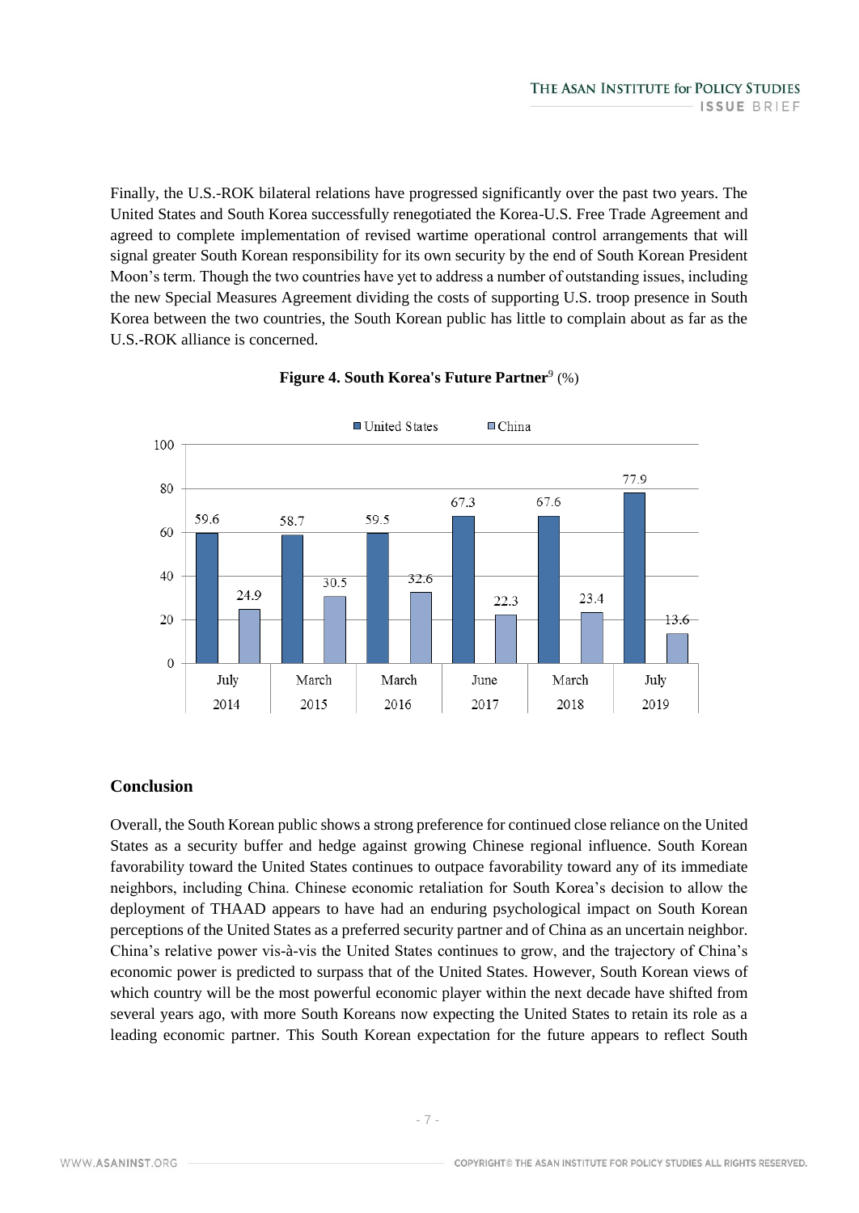Finally, the U.S.-ROK bilateral relations have progressed significantly over the past two years. The United States and South Korea successfully renegotiated the Korea-U.S. Free Trade Agreement and agreed to complete implementation of revised wartime operational control arrangements that will signal greater South Korean responsibility for its own security by the end of South Korean President Moon's term. Though the two countries have yet to address a number of outstanding issues, including the new Special Measures Agreement dividing the costs of supporting U.S. troop presence in South Korea between the two countries, the South Korean public has little to complain about as far as the U.S.-ROK alliance is concerned.

**Figure 4. South Korea's Future Partner**[9] (%)

| | July 2014 | March 2015 | March 2016 | June 2017 | March 2018 | July 2019 |
|---|---|---|---|---|---|---|
| United States | 59.6 | 58.7 | 59.5 | 67.3 | 67.6 | 77.9 |
| China | 24.9 | 30.5 | 32.6 | 22.3 | 23.4 | 13.6 |

## Conclusion

Overall, the South Korean public shows a strong preference for continued close reliance on the United States as a security buffer and hedge against growing Chinese regional influence. South Korean favorability toward the United States continues to outpace favorability toward any of its immediate neighbors, including China. Chinese economic retaliation for South Korea's decision to allow the deployment of THAAD appears to have had an enduring psychological impact on South Korean perceptions of the United States as a preferred security partner and of China as an uncertain neighbor. China's relative power vis-à-vis the United States continues to grow, and the trajectory of China's economic power is predicted to surpass that of the United States. However, South Korean views of which country will be the most powerful economic player within the next decade have shifted from several years ago, with more South Koreans now expecting the United States to retain its role as a leading economic partner. This South Korean expectation for the future appears to reflect South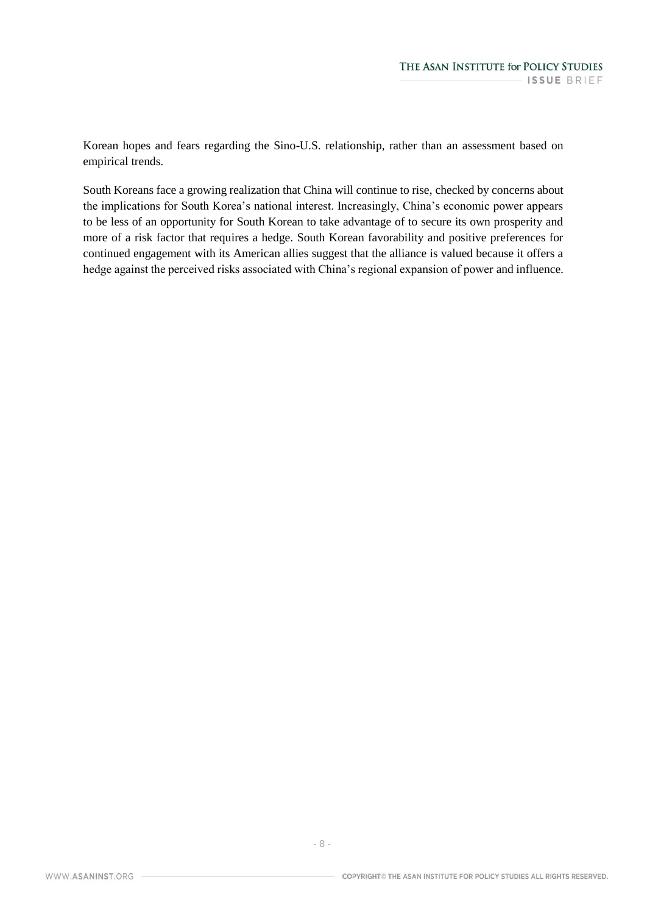Korean hopes and fears regarding the Sino-U.S. relationship, rather than an assessment based on empirical trends.

South Koreans face a growing realization that China will continue to rise, checked by concerns about the implications for South Korea's national interest. Increasingly, China's economic power appears to be less of an opportunity for South Korean to take advantage of to secure its own prosperity and more of a risk factor that requires a hedge. South Korean favorability and positive preferences for continued engagement with its American allies suggest that the alliance is valued because it offers a hedge against the perceived risks associated with China's regional expansion of power and influence.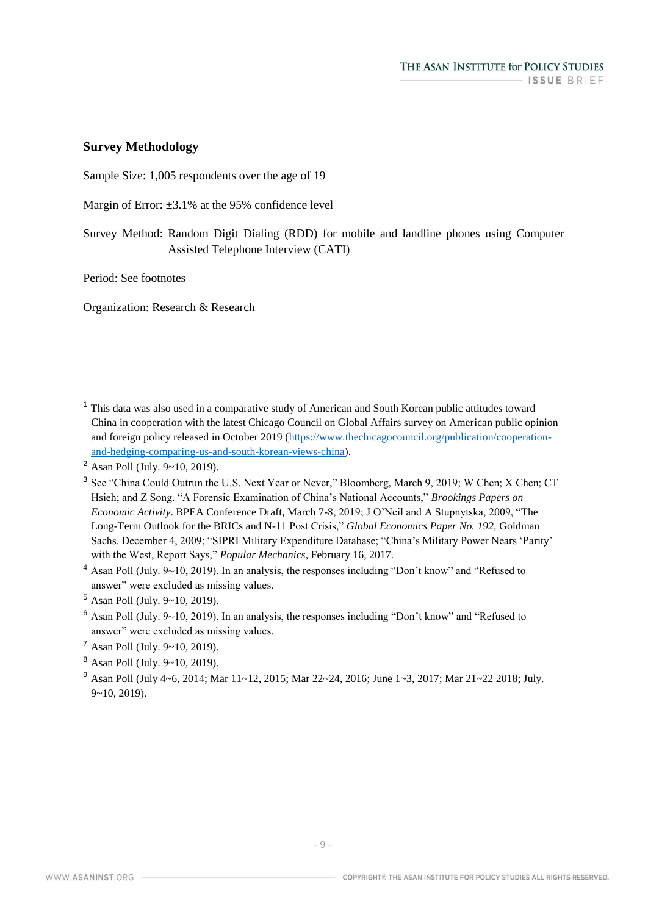## Survey Methodology

Sample Size: 1,005 respondents over the age of 19

Margin of Error: ±3.1% at the 95% confidence level

Survey Method: Random Digit Dialing (RDD) for mobile and landline phones using Computer Assisted Telephone Interview (CATI)

Period: See footnotes

Organization: Research & Research

---

[1] This data was also used in a comparative study of American and South Korean public attitudes toward China in cooperation with the latest Chicago Council on Global Affairs survey on American public opinion and foreign policy released in October 2019 ([https://www.thechicagocouncil.org/publication/cooperation-and-hedging-comparing-us-and-south-korean-views-china](https://www.thechicagocouncil.org/publication/cooperation-and-hedging-comparing-us-and-south-korean-views-china)).

[2] Asan Poll (July. 9~10, 2019).

[3] See "China Could Outrun the U.S. Next Year or Never," Bloomberg, March 9, 2019; W Chen; X Chen; CT Hsieh; and Z Song. "A Forensic Examination of China's National Accounts," *Brookings Papers on Economic Activity*. BPEA Conference Draft, March 7-8, 2019; J O'Neil and A Stupnytska, 2009, "The Long-Term Outlook for the BRICs and N-11 Post Crisis," *Global Economics Paper No. 192*, Goldman Sachs. December 4, 2009; "SIPRI Military Expenditure Database; "China's Military Power Nears 'Parity' with the West, Report Says," *Popular Mechanics*, February 16, 2017.

[4] Asan Poll (July. 9~10, 2019). In an analysis, the responses including "Don't know" and "Refused to answer" were excluded as missing values.

[5] Asan Poll (July. 9~10, 2019).

[6] Asan Poll (July. 9~10, 2019). In an analysis, the responses including "Don't know" and "Refused to answer" were excluded as missing values.

[7] Asan Poll (July. 9~10, 2019).

[8] Asan Poll (July. 9~10, 2019).

[9] Asan Poll (July 4~6, 2014; Mar 11~12, 2015; Mar 22~24, 2016; June 1~3, 2017; Mar 21~22 2018; July. 9~10, 2019).